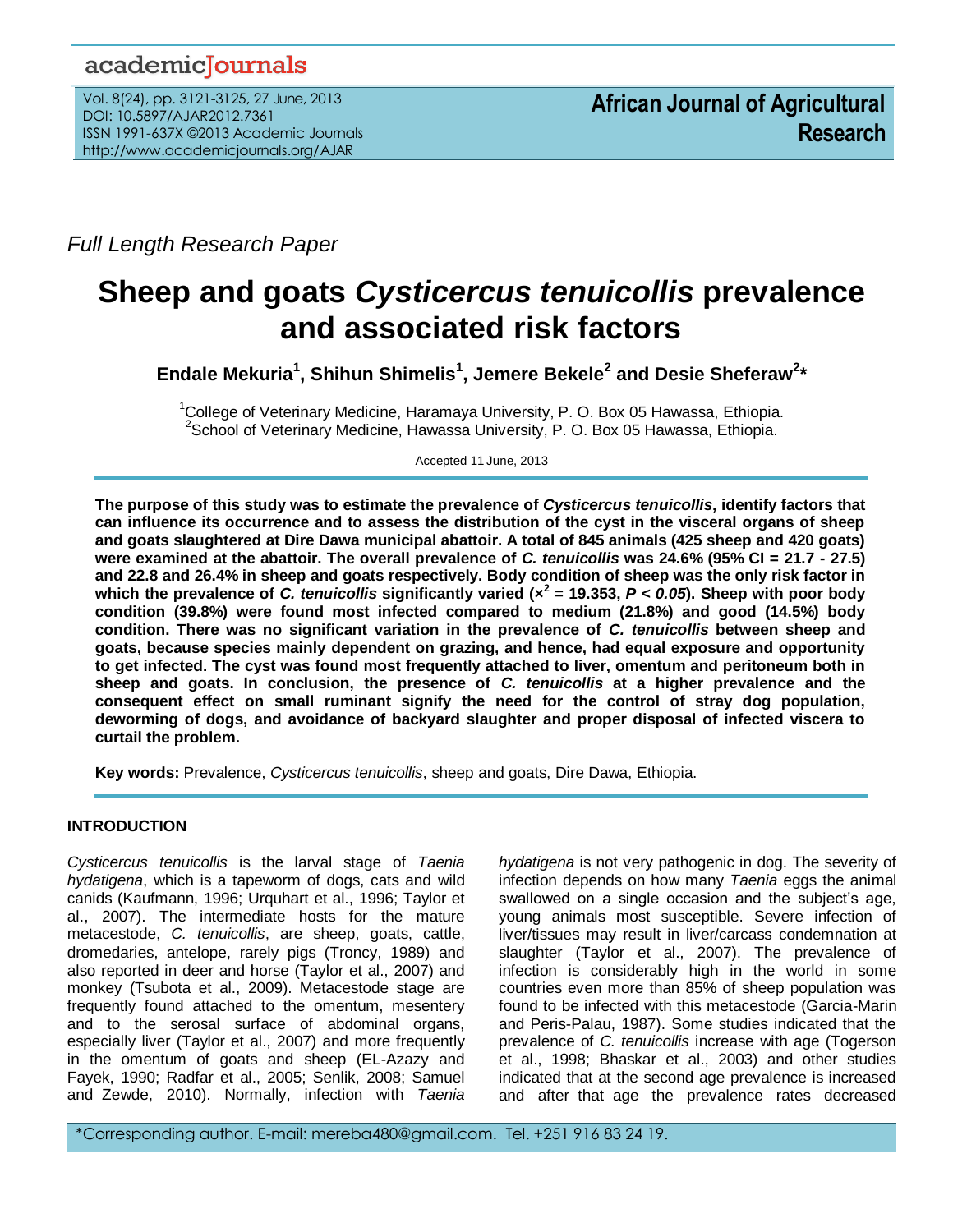Full Length Research Paper

# Sheep and goats *Cysticercus tenuicollis* prevalence and associated risk factors

**Endale Mekuria[1], Shihun Shimelis[1], Jemere Bekele[2] and Desie Sheferaw[2]***

[1]College of Veterinary Medicine, Haramaya University, P. O. Box 05 Hawassa, Ethiopia.
[2]School of Veterinary Medicine, Hawassa University, P. O. Box 05 Hawassa, Ethiopia.

Accepted 11 June, 2013

**The purpose of this study was to estimate the prevalence of *Cysticercus tenuicollis*, identify factors that can influence its occurrence and to assess the distribution of the cyst in the visceral organs of sheep and goats slaughtered at Dire Dawa municipal abattoir. A total of 845 animals (425 sheep and 420 goats) were examined at the abattoir. The overall prevalence of *C. tenuicollis* was 24.6% (95% CI = 21.7 - 27.5) and 22.8 and 26.4% in sheep and goats respectively. Body condition of sheep was the only risk factor in which the prevalence of *C. tenuicollis* significantly varied ($x^2$ = 19.353, $P < 0.05$). Sheep with poor body condition (39.8%) were found most infected compared to medium (21.8%) and good (14.5%) body condition. There was no significant variation in the prevalence of *C. tenuicollis* between sheep and goats, because species mainly dependent on grazing, and hence, had equal exposure and opportunity to get infected. The cyst was found most frequently attached to liver, omentum and peritoneum both in sheep and goats. In conclusion, the presence of *C. tenuicollis* at a higher prevalence and the consequent effect on small ruminant signify the need for the control of stray dog population, deworming of dogs, and avoidance of backyard slaughter and proper disposal of infected viscera to curtail the problem.**

**Key words:** Prevalence, *Cysticercus tenuicollis*, sheep and goats, Dire Dawa, Ethiopia.

## INTRODUCTION

*Cysticercus tenuicollis* is the larval stage of *Taenia hydatigena*, which is a tapeworm of dogs, cats and wild canids (Kaufmann, 1996; Urquhart et al., 1996; Taylor et al., 2007). The intermediate hosts for the mature metacestode, *C. tenuicollis*, are sheep, goats, cattle, dromedaries, antelope, rarely pigs (Troncy, 1989) and also reported in deer and horse (Taylor et al., 2007) and monkey (Tsubota et al., 2009). Metacestode stage are frequently found attached to the omentum, mesentery and to the serosal surface of abdominal organs, especially liver (Taylor et al., 2007) and more frequently in the omentum of goats and sheep (EL-Azazy and Fayek, 1990; Radfar et al., 2005; Senlik, 2008; Samuel and Zewde, 2010). Normally, infection with *Taenia hydatigena* is not very pathogenic in dog. The severity of infection depends on how many *Taenia* eggs the animal swallowed on a single occasion and the subject's age, young animals most susceptible. Severe infection of liver/tissues may result in liver/carcass condemnation at slaughter (Taylor et al., 2007). The prevalence of infection is considerably high in the world in some countries even more than 85% of sheep population was found to be infected with this metacestode (Garcia-Marin and Peris-Palau, 1987). Some studies indicated that the prevalence of *C. tenuicollis* increase with age (Togerson et al., 1998; Bhaskar et al., 2003) and other studies indicated that at the second age prevalence is increased and after that age the prevalence rates decreased

*Corresponding author. E-mail: mereba480@gmail.com. Tel. +251 916 83 24 19.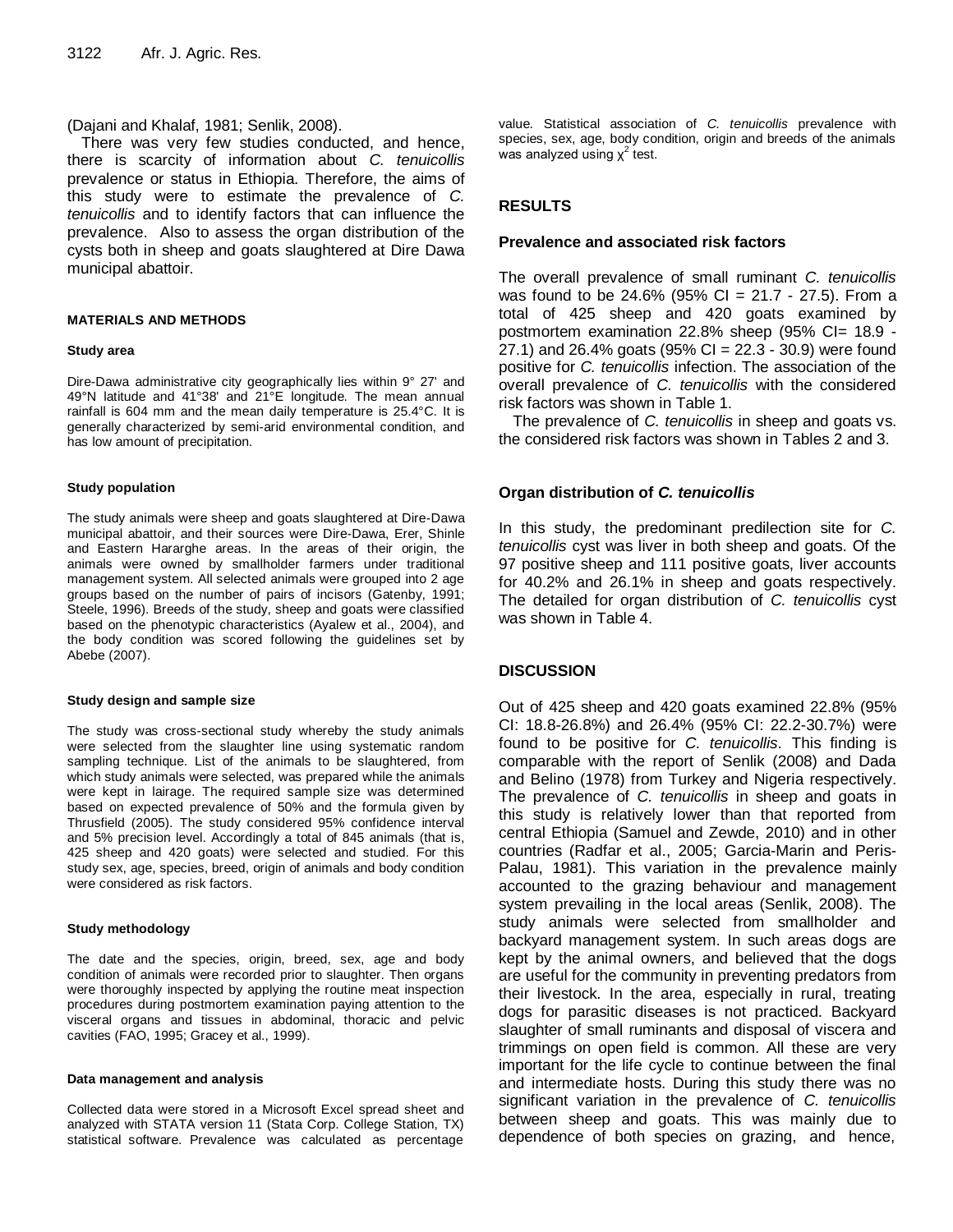(Dajani and Khalaf, 1981; Senlik, 2008).

There was very few studies conducted, and hence, there is scarcity of information about *C. tenuicollis* prevalence or status in Ethiopia. Therefore, the aims of this study were to estimate the prevalence of *C. tenuicollis* and to identify factors that can influence the prevalence. Also to assess the organ distribution of the cysts both in sheep and goats slaughtered at Dire Dawa municipal abattoir.

## MATERIALS AND METHODS

### Study area

Dire-Dawa administrative city geographically lies within 9° 27' and 49°N latitude and 41°38' and 21°E longitude. The mean annual rainfall is 604 mm and the mean daily temperature is 25.4°C. It is generally characterized by semi-arid environmental condition, and has low amount of precipitation.

### Study population

The study animals were sheep and goats slaughtered at Dire-Dawa municipal abattoir, and their sources were Dire-Dawa, Erer, Shinle and Eastern Hararghe areas. In the areas of their origin, the animals were owned by smallholder farmers under traditional management system. All selected animals were grouped into 2 age groups based on the number of pairs of incisors (Gatenby, 1991; Steele, 1996). Breeds of the study, sheep and goats were classified based on the phenotypic characteristics (Ayalew et al., 2004), and the body condition was scored following the guidelines set by Abebe (2007).

### Study design and sample size

The study was cross-sectional study whereby the study animals were selected from the slaughter line using systematic random sampling technique. List of the animals to be slaughtered, from which study animals were selected, was prepared while the animals were kept in lairage. The required sample size was determined based on expected prevalence of 50% and the formula given by Thrusfield (2005). The study considered 95% confidence interval and 5% precision level. Accordingly a total of 845 animals (that is, 425 sheep and 420 goats) were selected and studied. For this study sex, age, species, breed, origin of animals and body condition were considered as risk factors.

### Study methodology

The date and the species, origin, breed, sex, age and body condition of animals were recorded prior to slaughter. Then organs were thoroughly inspected by applying the routine meat inspection procedures during postmortem examination paying attention to the visceral organs and tissues in abdominal, thoracic and pelvic cavities (FAO, 1995; Gracey et al., 1999).

### Data management and analysis

Collected data were stored in a Microsoft Excel spread sheet and analyzed with STATA version 11 (Stata Corp. College Station, TX) statistical software. Prevalence was calculated as percentage value. Statistical association of *C. tenuicollis* prevalence with species, sex, age, body condition, origin and breeds of the animals was analyzed using $\chi^2$ test.

## RESULTS

### Prevalence and associated risk factors

The overall prevalence of small ruminant *C. tenuicollis* was found to be 24.6% (95% CI = 21.7 - 27.5). From a total of 425 sheep and 420 goats examined by postmortem examination 22.8% sheep (95% CI= 18.9 - 27.1) and 26.4% goats (95% CI = 22.3 - 30.9) were found positive for *C. tenuicollis* infection. The association of the overall prevalence of *C. tenuicollis* with the considered risk factors was shown in Table 1.

The prevalence of *C. tenuicollis* in sheep and goats vs. the considered risk factors was shown in Tables 2 and 3.

### Organ distribution of *C. tenuicollis*

In this study, the predominant predilection site for *C. tenuicollis* cyst was liver in both sheep and goats. Of the 97 positive sheep and 111 positive goats, liver accounts for 40.2% and 26.1% in sheep and goats respectively. The detailed for organ distribution of *C. tenuicollis* cyst was shown in Table 4.

## DISCUSSION

Out of 425 sheep and 420 goats examined 22.8% (95% CI: 18.8-26.8%) and 26.4% (95% CI: 22.2-30.7%) were found to be positive for *C. tenuicollis*. This finding is comparable with the report of Senlik (2008) and Dada and Belino (1978) from Turkey and Nigeria respectively. The prevalence of *C. tenuicollis* in sheep and goats in this study is relatively lower than that reported from central Ethiopia (Samuel and Zewde, 2010) and in other countries (Radfar et al., 2005; Garcia-Marin and Peris-Palau, 1981). This variation in the prevalence mainly accounted to the grazing behaviour and management system prevailing in the local areas (Senlik, 2008). The study animals were selected from smallholder and backyard management system. In such areas dogs are kept by the animal owners, and believed that the dogs are useful for the community in preventing predators from their livestock. In the area, especially in rural, treating dogs for parasitic diseases is not practiced. Backyard slaughter of small ruminants and disposal of viscera and trimmings on open field is common. All these are very important for the life cycle to continue between the final and intermediate hosts. During this study there was no significant variation in the prevalence of *C. tenuicollis* between sheep and goats. This was mainly due to dependence of both species on grazing, and hence,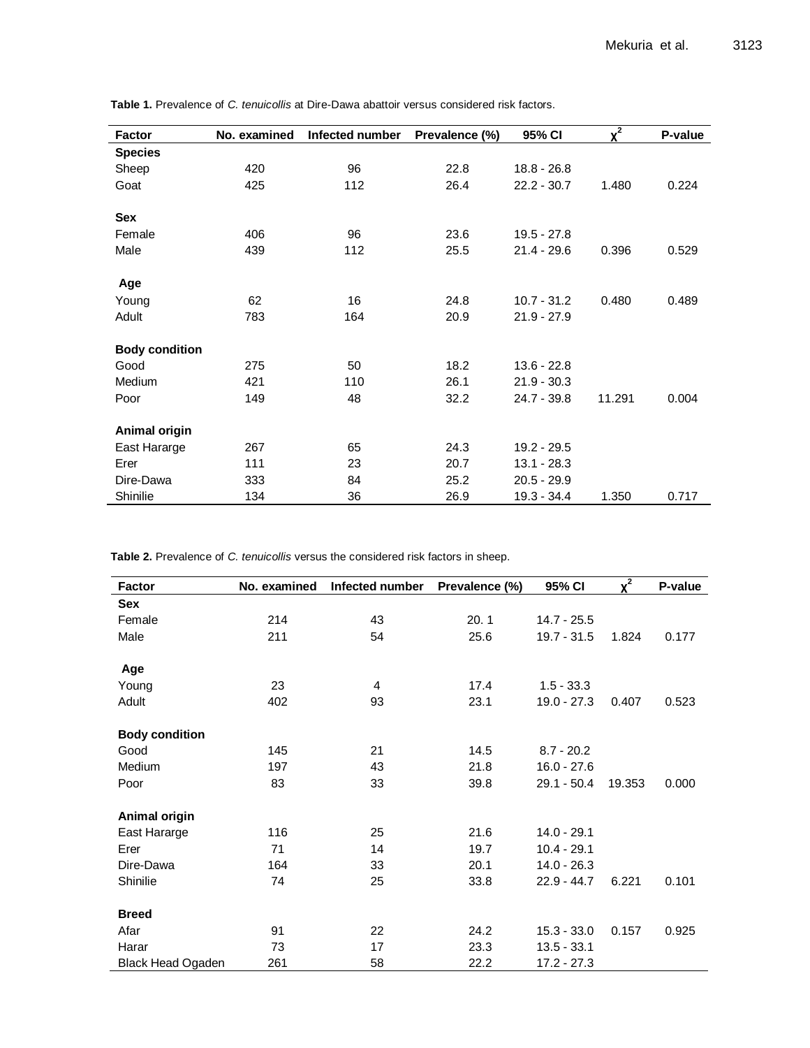**Table 1.** Prevalence of *C. tenuicollis* at Dire-Dawa abattoir versus considered risk factors.

| Factor | No. examined | Infected number | Prevalence (%) | 95% CI | $\chi^2$ | P-value |
|---|---|---|---|---|---|---|
| **Species** | | | | | | |
| Sheep | 420 | 96 | 22.8 | 18.8 - 26.8 | | |
| Goat | 425 | 112 | 26.4 | 22.2 - 30.7 | 1.480 | 0.224 |
| **Sex** | | | | | | |
| Female | 406 | 96 | 23.6 | 19.5 - 27.8 | | |
| Male | 439 | 112 | 25.5 | 21.4 - 29.6 | 0.396 | 0.529 |
| **Age** | | | | | | |
| Young | 62 | 16 | 24.8 | 10.7 - 31.2 | 0.480 | 0.489 |
| Adult | 783 | 164 | 20.9 | 21.9 - 27.9 | | |
| **Body condition** | | | | | | |
| Good | 275 | 50 | 18.2 | 13.6 - 22.8 | | |
| Medium | 421 | 110 | 26.1 | 21.9 - 30.3 | | |
| Poor | 149 | 48 | 32.2 | 24.7 - 39.8 | 11.291 | 0.004 |
| **Animal origin** | | | | | | |
| East Hararge | 267 | 65 | 24.3 | 19.2 - 29.5 | | |
| Erer | 111 | 23 | 20.7 | 13.1 - 28.3 | | |
| Dire-Dawa | 333 | 84 | 25.2 | 20.5 - 29.9 | | |
| Shinilie | 134 | 36 | 26.9 | 19.3 - 34.4 | 1.350 | 0.717 |

**Table 2.** Prevalence of *C. tenuicollis* versus the considered risk factors in sheep.

| Factor | No. examined | Infected number | Prevalence (%) | 95% CI | $\chi^2$ | P-value |
|---|---|---|---|---|---|---|
| **Sex** | | | | | | |
| Female | 214 | 43 | 20. 1 | 14.7 - 25.5 | | |
| Male | 211 | 54 | 25.6 | 19.7 - 31.5 | 1.824 | 0.177 |
| **Age** | | | | | | |
| Young | 23 | 4 | 17.4 | 1.5 - 33.3 | | |
| Adult | 402 | 93 | 23.1 | 19.0 - 27.3 | 0.407 | 0.523 |
| **Body condition** | | | | | | |
| Good | 145 | 21 | 14.5 | 8.7 - 20.2 | | |
| Medium | 197 | 43 | 21.8 | 16.0 - 27.6 | | |
| Poor | 83 | 33 | 39.8 | 29.1 - 50.4 | 19.353 | 0.000 |
| **Animal origin** | | | | | | |
| East Hararge | 116 | 25 | 21.6 | 14.0 - 29.1 | | |
| Erer | 71 | 14 | 19.7 | 10.4 - 29.1 | | |
| Dire-Dawa | 164 | 33 | 20.1 | 14.0 - 26.3 | | |
| Shinilie | 74 | 25 | 33.8 | 22.9 - 44.7 | 6.221 | 0.101 |
| **Breed** | | | | | | |
| Afar | 91 | 22 | 24.2 | 15.3 - 33.0 | 0.157 | 0.925 |
| Harar | 73 | 17 | 23.3 | 13.5 - 33.1 | | |
| Black Head Ogaden | 261 | 58 | 22.2 | 17.2 - 27.3 | | |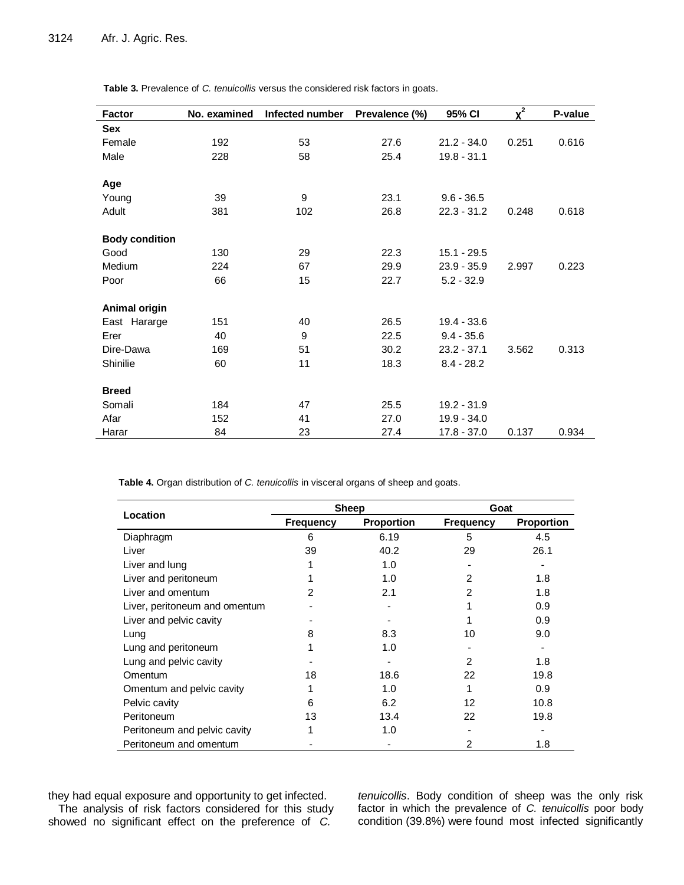**Table 3.** Prevalence of *C. tenuicollis* versus the considered risk factors in goats.

| Factor | No. examined | Infected number | Prevalence (%) | 95% CI | $\chi^2$ | P-value |
|---|---|---|---|---|---|---|
| **Sex** | | | | | | |
| Female | 192 | 53 | 27.6 | 21.2 - 34.0 | 0.251 | 0.616 |
| Male | 228 | 58 | 25.4 | 19.8 - 31.1 | | |
| **Age** | | | | | | |
| Young | 39 | 9 | 23.1 | 9.6 - 36.5 | | |
| Adult | 381 | 102 | 26.8 | 22.3 - 31.2 | 0.248 | 0.618 |
| **Body condition** | | | | | | |
| Good | 130 | 29 | 22.3 | 15.1 - 29.5 | | |
| Medium | 224 | 67 | 29.9 | 23.9 - 35.9 | 2.997 | 0.223 |
| Poor | 66 | 15 | 22.7 | 5.2 - 32.9 | | |
| **Animal origin** | | | | | | |
| East Hararge | 151 | 40 | 26.5 | 19.4 - 33.6 | | |
| Erer | 40 | 9 | 22.5 | 9.4 - 35.6 | | |
| Dire-Dawa | 169 | 51 | 30.2 | 23.2 - 37.1 | 3.562 | 0.313 |
| Shinilie | 60 | 11 | 18.3 | 8.4 - 28.2 | | |
| **Breed** | | | | | | |
| Somali | 184 | 47 | 25.5 | 19.2 - 31.9 | | |
| Afar | 152 | 41 | 27.0 | 19.9 - 34.0 | | |
| Harar | 84 | 23 | 27.4 | 17.8 - 37.0 | 0.137 | 0.934 |

**Table 4.** Organ distribution of *C. tenuicollis* in visceral organs of sheep and goats.

| Location | Sheep | | Goat | |
|---|---|---|---|---|
| | Frequency | Proportion | Frequency | Proportion |
| Diaphragm | 6 | 6.19 | 5 | 4.5 |
| Liver | 39 | 40.2 | 29 | 26.1 |
| Liver and lung | 1 | 1.0 | - | - |
| Liver and peritoneum | 1 | 1.0 | 2 | 1.8 |
| Liver and omentum | 2 | 2.1 | 2 | 1.8 |
| Liver, peritoneum and omentum | - | - | 1 | 0.9 |
| Liver and pelvic cavity | - | - | 1 | 0.9 |
| Lung | 8 | 8.3 | 10 | 9.0 |
| Lung and peritoneum | 1 | 1.0 | - | - |
| Lung and pelvic cavity | - | - | 2 | 1.8 |
| Omentum | 18 | 18.6 | 22 | 19.8 |
| Omentum and pelvic cavity | 1 | 1.0 | 1 | 0.9 |
| Pelvic cavity | 6 | 6.2 | 12 | 10.8 |
| Peritoneum | 13 | 13.4 | 22 | 19.8 |
| Peritoneum and pelvic cavity | 1 | 1.0 | - | - |
| Peritoneum and omentum | - | - | 2 | 1.8 |

they had equal exposure and opportunity to get infected.

The analysis of risk factors considered for this study showed no significant effect on the preference of *C. tenuicollis*. Body condition of sheep was the only risk factor in which the prevalence of *C. tenuicollis* poor body condition (39.8%) were found most infected significantly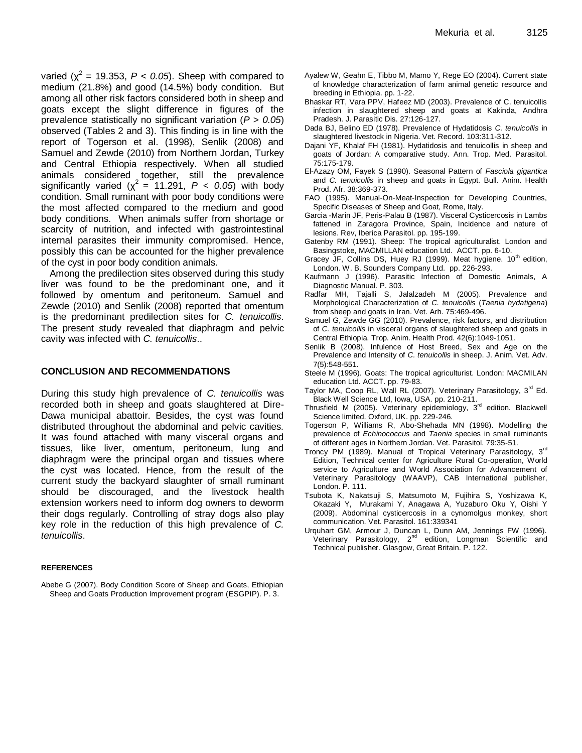varied ($\chi^2$ = 19.353, $P < 0.05$). Sheep with compared to medium (21.8%) and good (14.5%) body condition. But among all other risk factors considered both in sheep and goats except the slight difference in figures of the prevalence statistically no significant variation ($P > 0.05$) observed (Tables 2 and 3). This finding is in line with the report of Togerson et al. (1998), Senlik (2008) and Samuel and Zewde (2010) from Northern Jordan, Turkey and Central Ethiopia respectively. When all studied animals considered together, still the prevalence significantly varied ($\chi^2$ = 11.291, $P < 0.05$) with body condition. Small ruminant with poor body conditions were the most affected compared to the medium and good body conditions. When animals suffer from shortage or scarcity of nutrition, and infected with gastrointestinal internal parasites their immunity compromised. Hence, possibly this can be accounted for the higher prevalence of the cyst in poor body condition animals.

Among the predilection sites observed during this study liver was found to be the predominant one, and it followed by omentum and peritoneum. Samuel and Zewde (2010) and Senlik (2008) reported that omentum is the predominant predilection sites for *C. tenuicollis*. The present study revealed that diaphragm and pelvic cavity was infected with *C. tenuicollis*..

## CONCLUSION AND RECOMMENDATIONS

During this study high prevalence of *C. tenuicollis* was recorded both in sheep and goats slaughtered at Dire-Dawa municipal abattoir. Besides, the cyst was found distributed throughout the abdominal and pelvic cavities. It was found attached with many visceral organs and tissues, like liver, omentum, peritoneum, lung and diaphragm were the principal organ and tissues where the cyst was located. Hence, from the result of the current study the backyard slaughter of small ruminant should be discouraged, and the livestock health extension workers need to inform dog owners to deworm their dogs regularly. Controlling of stray dogs also play key role in the reduction of this high prevalence of *C. tenuicollis*.

## REFERENCES

Abebe G (2007). Body Condition Score of Sheep and Goats, Ethiopian Sheep and Goats Production Improvement program (ESGPIP). P. 3.

Ayalew W, Geahn E, Tibbo M, Mamo Y, Rege EO (2004). Current state of knowledge characterization of farm animal genetic resource and breeding in Ethiopia. pp. 1-22.

Bhaskar RT, Vara PPV, Hafeez MD (2003). Prevalence of C. tenuicollis infection in slaughtered sheep and goats at Kakinda, Andhra Pradesh. J. Parasitic Dis. 27:126-127.

Dada BJ, Belino ED (1978). Prevalence of Hydatidosis *C. tenuicollis* in slaughtered livestock in Nigeria. Vet. Record. 103:311-312.

Dajani YF, Khalaf FH (1981). Hydatidosis and tenuicollis in sheep and goats of Jordan: A comparative study. Ann. Trop. Med. Parasitol. 75:175-179.

El-Azazy OM, Fayek S (1990). Seasonal Pattern of *Fasciola gigantica* and *C. tenuicollis* in sheep and goats in Egypt. Bull. Anim. Health Prod. Afr. 38:369-373.

FAO (1995). Manual-On-Meat-Inspection for Developing Countries, Specific Diseases of Sheep and Goat, Rome, Italy.

Garcia -Marin JF, Peris-Palau B (1987). Visceral Cysticercosis in Lambs fattened in Zaragora Province, Spain, Incidence and nature of lesions. Rev, Iberica Parasitol. pp. 195-199.

Gatenby RM (1991). Sheep: The tropical agriculturalist. London and Basingstoke, MACMILLAN education Ltd. ACCT. pp. 6-10.

Gracey JF, Collins DS, Huey RJ (1999). Meat hygiene. 10th edition, London. W. B. Sounders Company Ltd. pp. 226-293.

Kaufmann J (1996). Parasitic Infection of Domestic Animals, A Diagnostic Manual. P. 303.

Radfar MH, Tajalli S, Jalalzadeh M (2005). Prevalence and Morphological Characterization of *C. tenuicollis* (*Taenia hydatigena*) from sheep and goats in Iran. Vet. Arh. 75:469-496.

Samuel G, Zewde GG (2010). Prevalence, risk factors, and distribution of *C. tenuicollis* in visceral organs of slaughtered sheep and goats in Central Ethiopia. Trop. Anim. Health Prod. 42(6):1049-1051.

Senlik B (2008). Infulence of Host Breed, Sex and Age on the Prevalence and Intensity of *C. tenuicollis* in sheep. J. Anim. Vet. Adv. 7(5):548-551.

Steele M (1996). Goats: The tropical agriculturist. London: MACMILAN education Ltd. ACCT. pp. 79-83.

Taylor MA, Coop RL, Wall RL (2007). Veterinary Parasitology, 3rd Ed. Black Well Science Ltd, Iowa, USA. pp. 210-211.

Thrusfield M (2005). Veterinary epidemiology, 3rd edition. Blackwell Science limited. Oxford, UK. pp. 229-246.

Togerson P, Williams R, Abo-Shehada MN (1998). Modelling the prevalence of *Echinococcus* and *Taenia* species in small ruminants of different ages in Northern Jordan. Vet. Parasitol. 79:35-51.

Troncy PM (1989). Manual of Tropical Veterinary Parasitology, 3rd Edition, Technical center for Agriculture Rural Co-operation, World service to Agriculture and World Association for Advancement of Veterinary Parasitology (WAAVP), CAB International publisher, London. P. 111.

Tsubota K, Nakatsuji S, Matsumoto M, Fujihira S, Yoshizawa K, Okazaki Y, Murakami Y, Anagawa A, Yuzaburo Oku Y, Oishi Y (2009). Abdominal cysticercosis in a cynomolgus monkey, short communication. Vet. Parasitol. 161:339341

Urquhart GM, Armour J, Duncan L, Dunn AM, Jennings FW (1996). Veterinary Parasitology, 2nd edition, Longman Scientific and Technical publisher. Glasgow, Great Britain. P. 122.